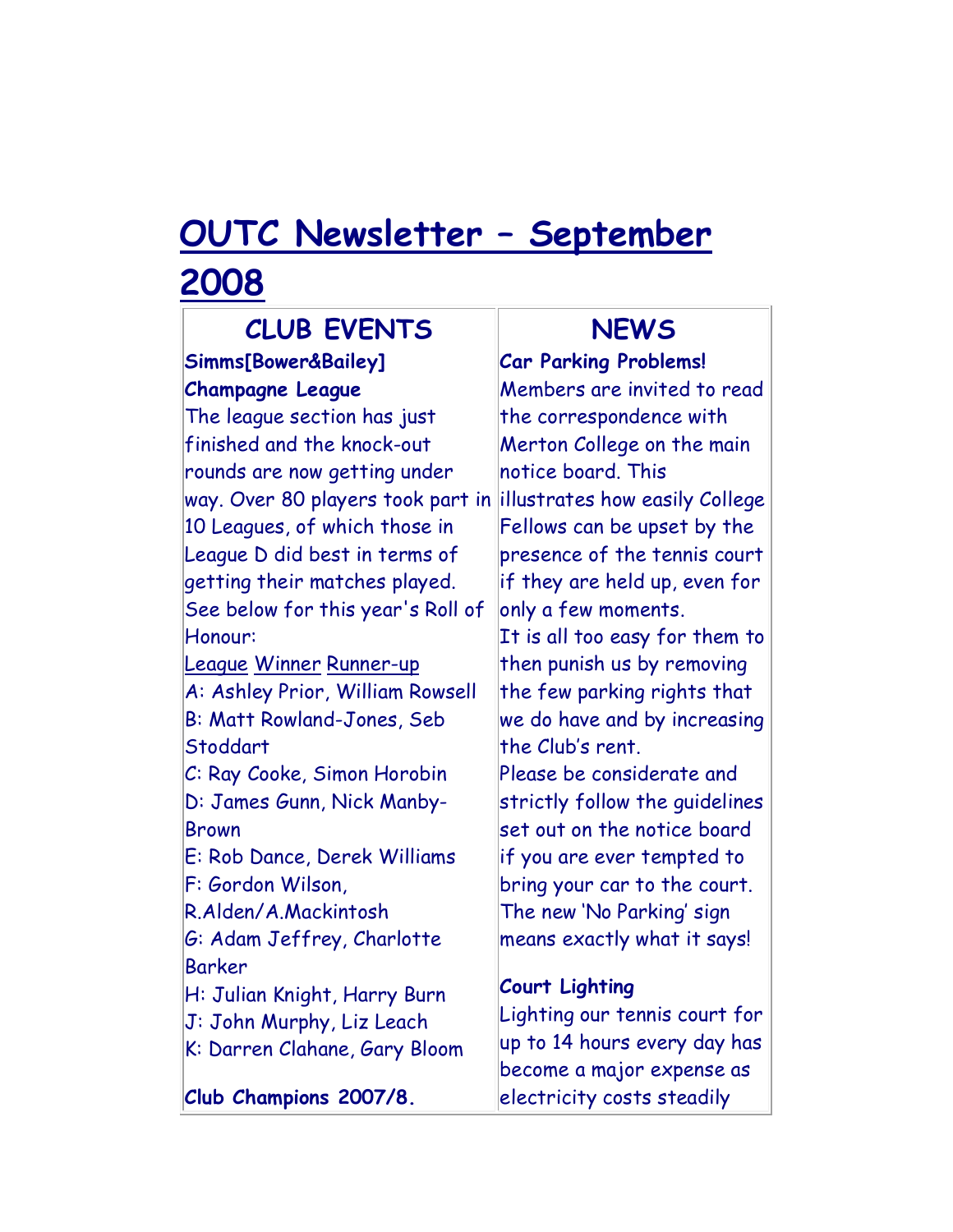# OUTC Newsletter – September 2008

## CLUB EVENTS

**Simms[Bower&Bailey] Champagne League**

The league section has just finished and the knock-out rounds are now getting under way. Over 80 players took part in 10 Leagues, of which those in League D did best in terms of getting their matches played. See below for this year's Roll of Honour:

League Winner Runner-up

A: Ashley Prior, William Rowsell
B: Matt Rowland-Jones, Seb Stoddart
C: Ray Cooke, Simon Horobin
D: James Gunn, Nick Manby-Brown
E: Rob Dance, Derek Williams
F: Gordon Wilson, R.Alden/A.Mackintosh
G: Adam Jeffrey, Charlotte Barker
H: Julian Knight, Harry Burn
J: John Murphy, Liz Leach
K: Darren Clahane, Gary Bloom

**Club Champions 2007/8.**

## NEWS

**Car Parking Problems!**

Members are invited to read the correspondence with Merton College on the main notice board. This illustrates how easily College Fellows can be upset by the presence of the tennis court if they are held up, even for only a few moments.

It is all too easy for them to then punish us by removing the few parking rights that we do have and by increasing the Club's rent.

Please be considerate and strictly follow the guidelines set out on the notice board if you are ever tempted to bring your car to the court. The new 'No Parking' sign means exactly what it says!

**Court Lighting**

Lighting our tennis court for up to 14 hours every day has become a major expense as electricity costs steadily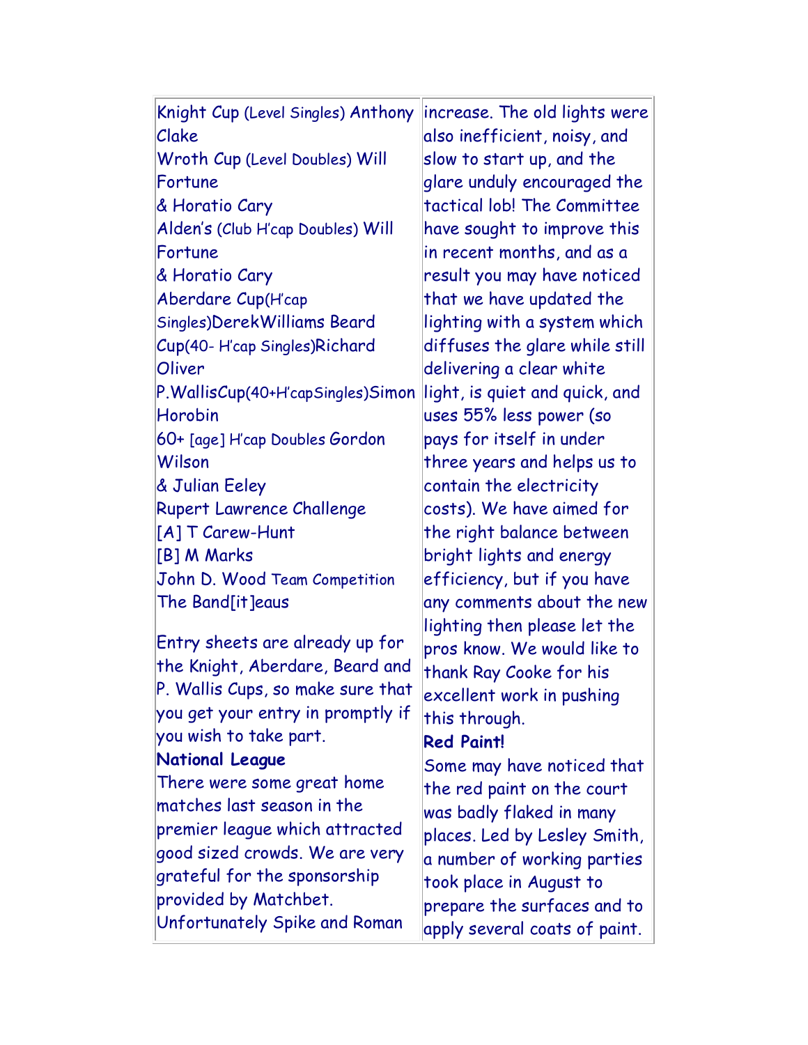Knight Cup (Level Singles) Anthony Clake
Wroth Cup (Level Doubles) Will Fortune
& Horatio Cary
Alden's (Club H'cap Doubles) Will Fortune
& Horatio Cary
Aberdare Cup(H'cap Singles)DerekWilliams Beard Cup(40- H'cap Singles)Richard Oliver
P.WallisCup(40+H'capSingles)Simon Horobin
60+ [age] H'cap Doubles Gordon Wilson
& Julian Eeley
Rupert Lawrence Challenge
[A] T Carew-Hunt
[B] M Marks
John D. Wood Team Competition The Band[it]eaus

Entry sheets are already up for the Knight, Aberdare, Beard and P. Wallis Cups, so make sure that you get your entry in promptly if you wish to take part.

**National League**

There were some great home matches last season in the premier league which attracted good sized crowds. We are very grateful for the sponsorship provided by Matchbet. Unfortunately Spike and Roman

increase. The old lights were also inefficient, noisy, and slow to start up, and the glare unduly encouraged the tactical lob! The Committee have sought to improve this in recent months, and as a result you may have noticed that we have updated the lighting with a system which diffuses the glare while still delivering a clear white light, is quiet and quick, and uses 55% less power (so pays for itself in under three years and helps us to contain the electricity costs). We have aimed for the right balance between bright lights and energy efficiency, but if you have any comments about the new lighting then please let the pros know. We would like to thank Ray Cooke for his excellent work in pushing this through.

**Red Paint!**

Some may have noticed that the red paint on the court was badly flaked in many places. Led by Lesley Smith, a number of working parties took place in August to prepare the surfaces and to apply several coats of paint.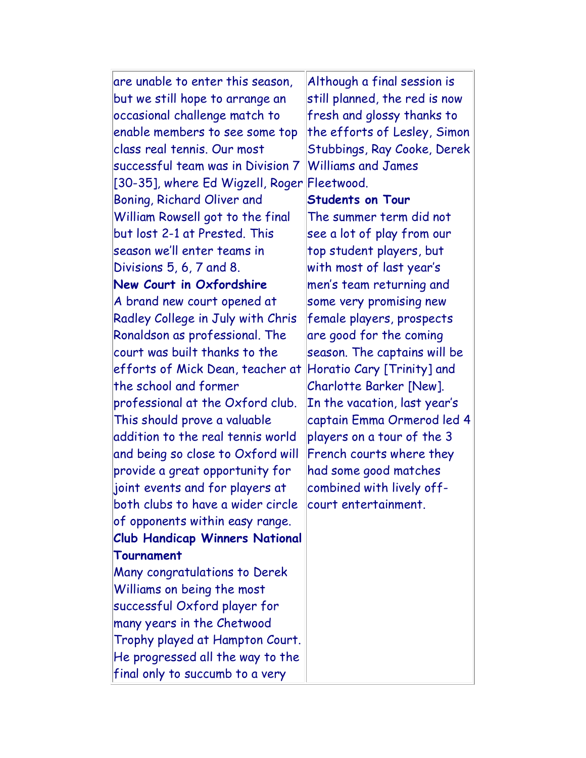are unable to enter this season, but we still hope to arrange an occasional challenge match to enable members to see some top class real tennis. Our most successful team was in Division 7 [30-35], where Ed Wigzell, Roger Boning, Richard Oliver and William Rowsell got to the final but lost 2-1 at Prested. This season we'll enter teams in Divisions 5, 6, 7 and 8.

**New Court in Oxfordshire**

A brand new court opened at Radley College in July with Chris Ronaldson as professional. The court was built thanks to the efforts of Mick Dean, teacher at the school and former professional at the Oxford club. This should prove a valuable addition to the real tennis world and being so close to Oxford will provide a great opportunity for joint events and for players at both clubs to have a wider circle of opponents within easy range.

**Club Handicap Winners National Tournament**

Many congratulations to Derek Williams on being the most successful Oxford player for many years in the Chetwood Trophy played at Hampton Court. He progressed all the way to the final only to succumb to a very

Although a final session is still planned, the red is now fresh and glossy thanks to the efforts of Lesley, Simon Stubbings, Ray Cooke, Derek Williams and James Fleetwood.

**Students on Tour**

The summer term did not see a lot of play from our top student players, but with most of last year's men's team returning and some very promising new female players, prospects are good for the coming season. The captains will be Horatio Cary [Trinity] and Charlotte Barker [New].

In the vacation, last year's captain Emma Ormerod led 4 players on a tour of the 3 French courts where they had some good matches combined with lively off-court entertainment.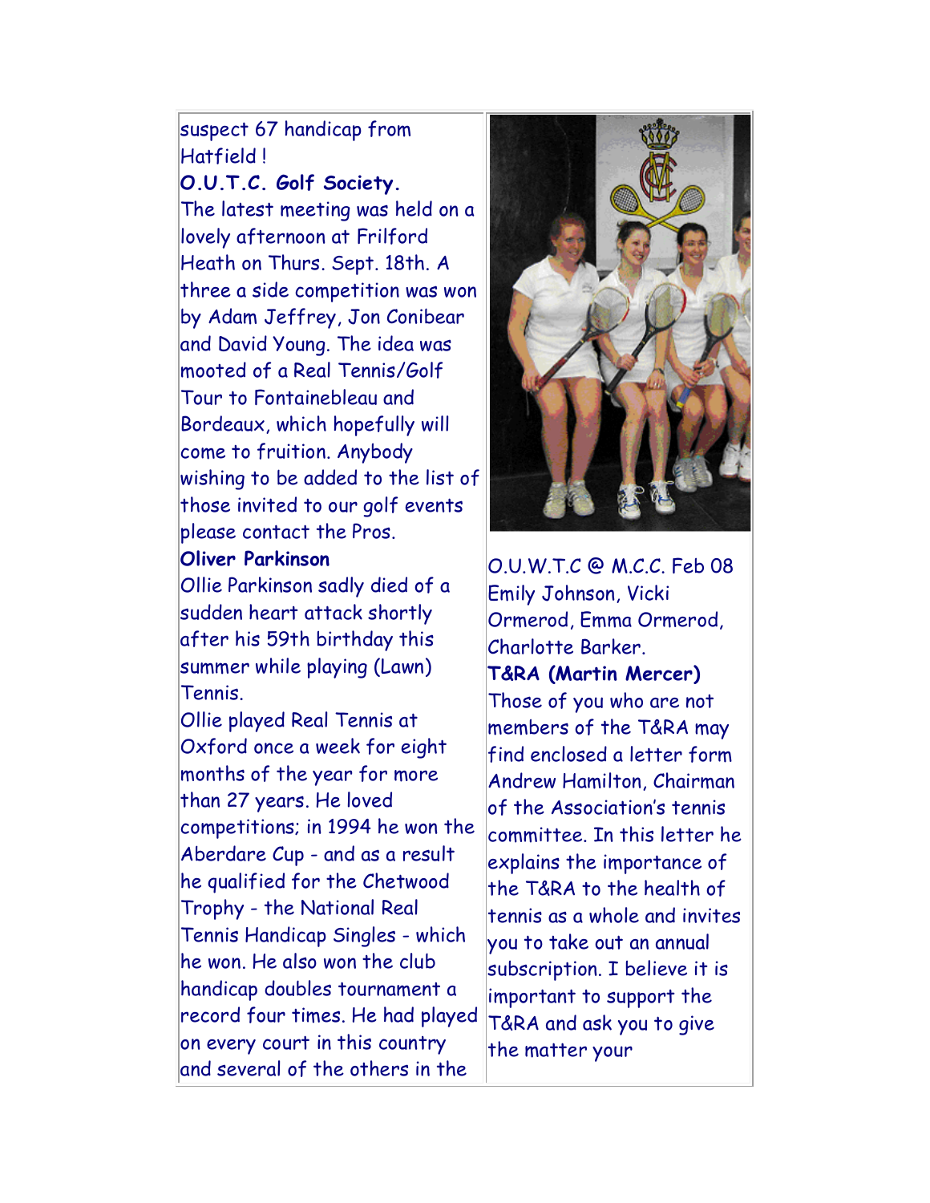suspect 67 handicap from Hatfield !

**O.U.T.C. Golf Society.**

The latest meeting was held on a lovely afternoon at Frilford Heath on Thurs. Sept. 18th. A three a side competition was won by Adam Jeffrey, Jon Conibear and David Young. The idea was mooted of a Real Tennis/Golf Tour to Fontainebleau and Bordeaux, which hopefully will come to fruition. Anybody wishing to be added to the list of those invited to our golf events please contact the Pros.

**Oliver Parkinson**

Ollie Parkinson sadly died of a sudden heart attack shortly after his 59th birthday this summer while playing (Lawn) Tennis.

Ollie played Real Tennis at Oxford once a week for eight months of the year for more than 27 years. He loved competitions; in 1994 he won the Aberdare Cup - and as a result he qualified for the Chetwood Trophy - the National Real Tennis Handicap Singles - which he won. He also won the club handicap doubles tournament a record four times. He had played on every court in this country and several of the others in the

O.U.W.T.C @ M.C.C. Feb 08
Emily Johnson, Vicki Ormerod, Emma Ormerod, Charlotte Barker.

**T&RA (Martin Mercer)**

Those of you who are not members of the T&RA may find enclosed a letter form Andrew Hamilton, Chairman of the Association's tennis committee. In this letter he explains the importance of the T&RA to the health of tennis as a whole and invites you to take out an annual subscription. I believe it is important to support the T&RA and ask you to give the matter your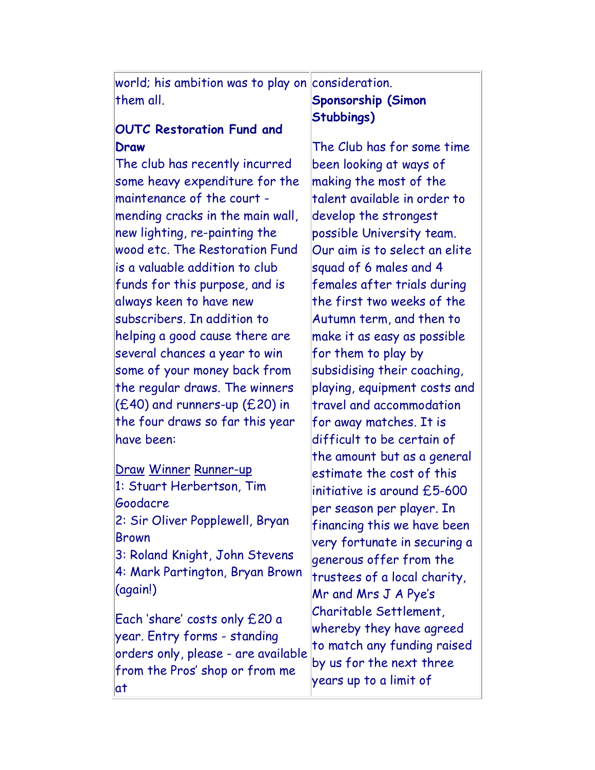world; his ambition was to play on them all.

**OUTC Restoration Fund and Draw**

The club has recently incurred some heavy expenditure for the maintenance of the court - mending cracks in the main wall, new lighting, re-painting the wood etc. The Restoration Fund is a valuable addition to club funds for this purpose, and is always keen to have new subscribers. In addition to helping a good cause there are several chances a year to win some of your money back from the regular draws. The winners (£40) and runners-up (£20) in the four draws so far this year have been:

| Draw | Winner | Runner-up |
|---|---|---|
| 1: | Stuart Herbertson | Tim Goodacre |
| 2: | Sir Oliver Popplewell | Bryan Brown |
| 3: | Roland Knight | John Stevens |
| 4: | Mark Partington | Bryan Brown (again!) |

Each 'share' costs only £20 a year. Entry forms - standing orders only, please - are available from the Pros' shop or from me at

consideration.

**Sponsorship (Simon Stubbings)**

The Club has for some time been looking at ways of making the most of the talent available in order to develop the strongest possible University team. Our aim is to select an elite squad of 6 males and 4 females after trials during the first two weeks of the Autumn term, and then to make it as easy as possible for them to play by subsidising their coaching, playing, equipment costs and travel and accommodation for away matches. It is difficult to be certain of the amount but as a general estimate the cost of this initiative is around £5-600 per season per player. In financing this we have been very fortunate in securing a generous offer from the trustees of a local charity, Mr and Mrs J A Pye's Charitable Settlement, whereby they have agreed to match any funding raised by us for the next three years up to a limit of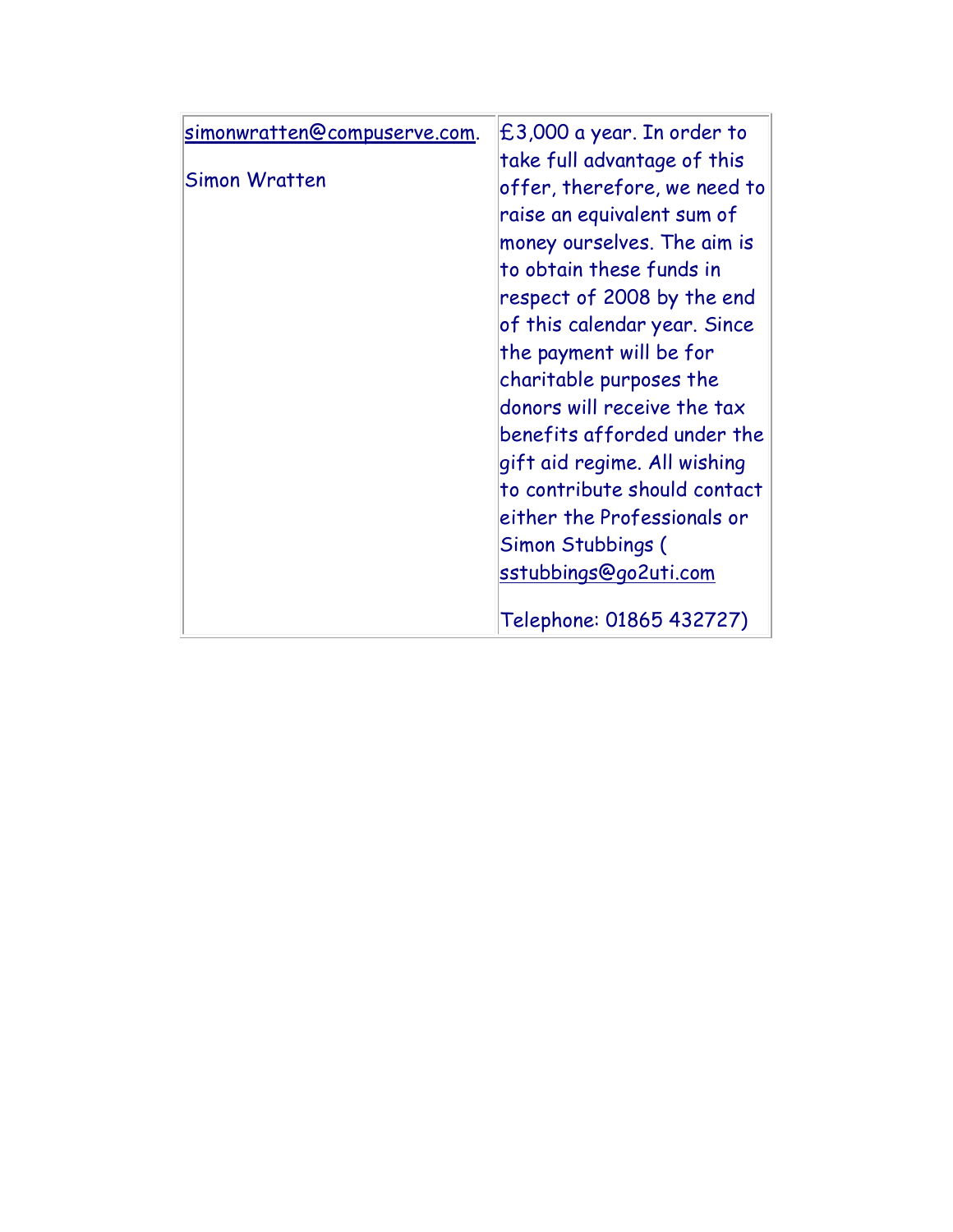| | |
|---|---|
| simonwratten@compuserve.com.<br><br>Simon Wratten | £3,000 a year. In order to take full advantage of this offer, therefore, we need to raise an equivalent sum of money ourselves. The aim is to obtain these funds in respect of 2008 by the end of this calendar year. Since the payment will be for charitable purposes the donors will receive the tax benefits afforded under the gift aid regime. All wishing to contribute should contact either the Professionals or Simon Stubbings ( sstubbings@go2uti.com<br><br>Telephone: 01865 432727) |